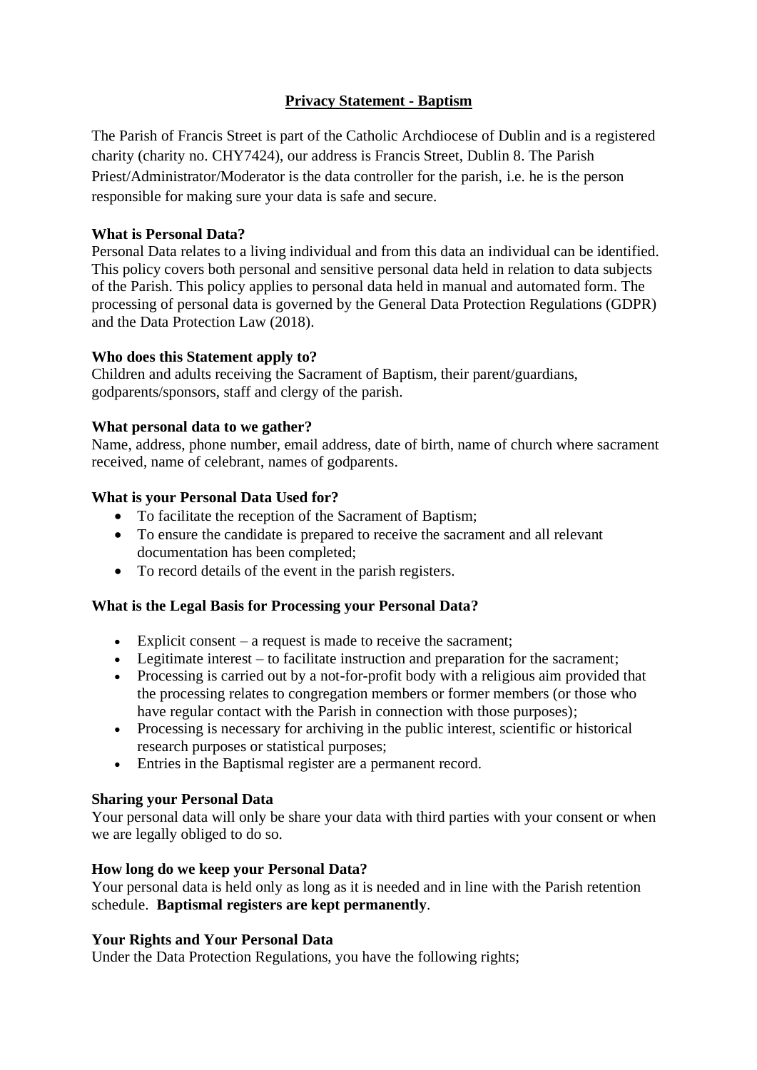# Privacy Statement - Baptism

The Parish of Francis Street is part of the Catholic Archdiocese of Dublin and is a registered charity (charity no. CHY7424), our address is Francis Street, Dublin 8. The Parish Priest/Administrator/Moderator is the data controller for the parish, i.e. he is the person responsible for making sure your data is safe and secure.

**What is Personal Data?**

Personal Data relates to a living individual and from this data an individual can be identified. This policy covers both personal and sensitive personal data held in relation to data subjects of the Parish. This policy applies to personal data held in manual and automated form. The processing of personal data is governed by the General Data Protection Regulations (GDPR) and the Data Protection Law (2018).

**Who does this Statement apply to?**

Children and adults receiving the Sacrament of Baptism, their parent/guardians, godparents/sponsors, staff and clergy of the parish.

**What personal data to we gather?**

Name, address, phone number, email address, date of birth, name of church where sacrament received, name of celebrant, names of godparents.

**What is your Personal Data Used for?**

- To facilitate the reception of the Sacrament of Baptism;
- To ensure the candidate is prepared to receive the sacrament and all relevant documentation has been completed;
- To record details of the event in the parish registers.

**What is the Legal Basis for Processing your Personal Data?**

- Explicit consent – a request is made to receive the sacrament;
- Legitimate interest – to facilitate instruction and preparation for the sacrament;
- Processing is carried out by a not-for-profit body with a religious aim provided that the processing relates to congregation members or former members (or those who have regular contact with the Parish in connection with those purposes);
- Processing is necessary for archiving in the public interest, scientific or historical research purposes or statistical purposes;
- Entries in the Baptismal register are a permanent record.

**Sharing your Personal Data**

Your personal data will only be share your data with third parties with your consent or when we are legally obliged to do so.

**How long do we keep your Personal Data?**

Your personal data is held only as long as it is needed and in line with the Parish retention schedule. **Baptismal registers are kept permanently**.

**Your Rights and Your Personal Data**

Under the Data Protection Regulations, you have the following rights;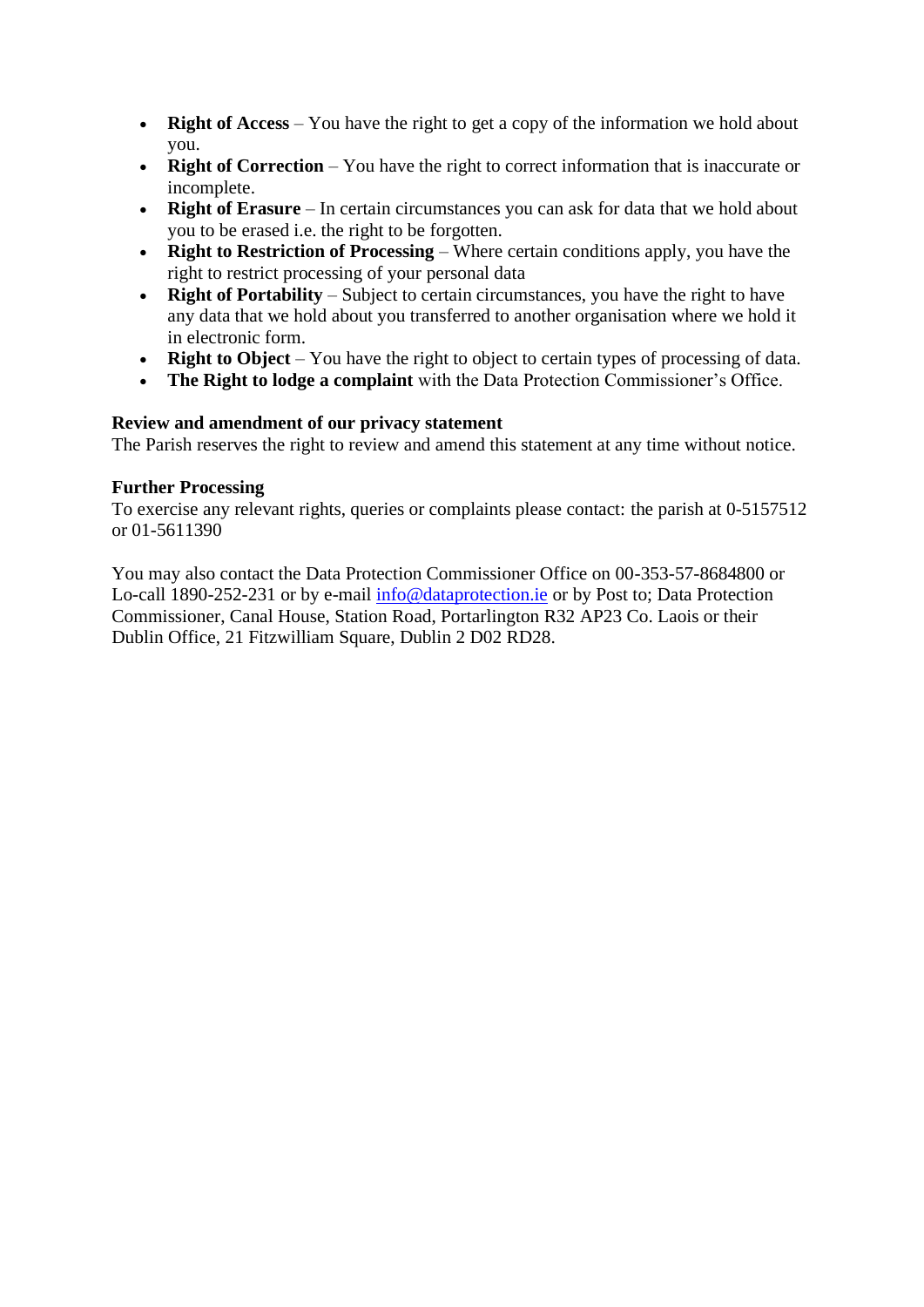- **Right of Access** – You have the right to get a copy of the information we hold about you.
- **Right of Correction** – You have the right to correct information that is inaccurate or incomplete.
- **Right of Erasure** – In certain circumstances you can ask for data that we hold about you to be erased i.e. the right to be forgotten.
- **Right to Restriction of Processing** – Where certain conditions apply, you have the right to restrict processing of your personal data
- **Right of Portability** – Subject to certain circumstances, you have the right to have any data that we hold about you transferred to another organisation where we hold it in electronic form.
- **Right to Object** – You have the right to object to certain types of processing of data.
- **The Right to lodge a complaint** with the Data Protection Commissioner's Office.

**Review and amendment of our privacy statement**

The Parish reserves the right to review and amend this statement at any time without notice.

**Further Processing**

To exercise any relevant rights, queries or complaints please contact: the parish at 0-5157512 or 01-5611390

You may also contact the Data Protection Commissioner Office on 00-353-57-8684800 or Lo-call 1890-252-231 or by e-mail info@dataprotection.ie or by Post to; Data Protection Commissioner, Canal House, Station Road, Portarlington R32 AP23 Co. Laois or their Dublin Office, 21 Fitzwilliam Square, Dublin 2 D02 RD28.